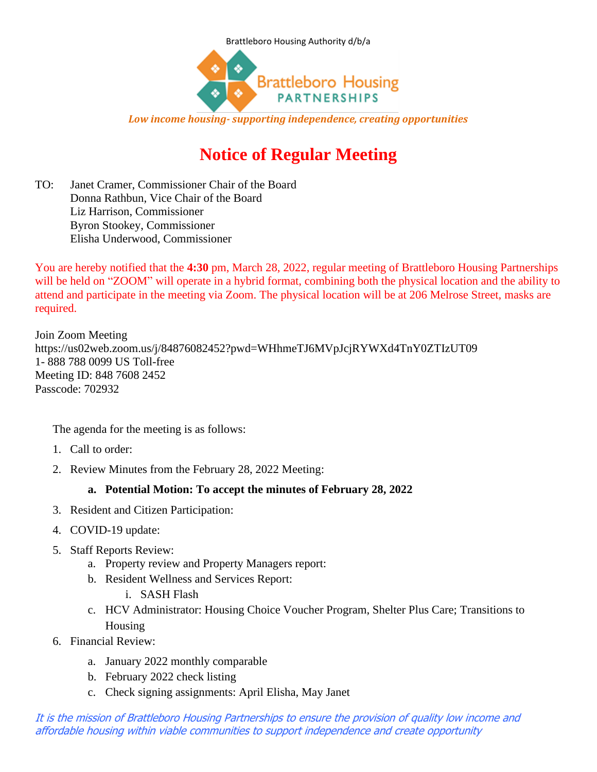Brattleboro Housing Authority d/b/a

Brattleboro Housing PARTNERSHIPS

*Low income housing- supporting independence, creating opportunities*

# Notice of Regular Meeting

TO: Janet Cramer, Commissioner Chair of the Board
Donna Rathbun, Vice Chair of the Board
Liz Harrison, Commissioner
Byron Stookey, Commissioner
Elisha Underwood, Commissioner

You are hereby notified that the **4:30** pm, March 28, 2022, regular meeting of Brattleboro Housing Partnerships will be held on "ZOOM" will operate in a hybrid format, combining both the physical location and the ability to attend and participate in the meeting via Zoom. The physical location will be at 206 Melrose Street, masks are required.

Join Zoom Meeting
https://us02web.zoom.us/j/84876082452?pwd=WHhmeTJ6MVpJcjRYWXd4TnY0ZTIzUT09
1- 888 788 0099 US Toll-free
Meeting ID: 848 7608 2452
Passcode: 702932

The agenda for the meeting is as follows:

1. Call to order:
2. Review Minutes from the February 28, 2022 Meeting:
   a. **Potential Motion: To accept the minutes of February 28, 2022**
3. Resident and Citizen Participation:
4. COVID-19 update:
5. Staff Reports Review:
   a. Property review and Property Managers report:
   b. Resident Wellness and Services Report:
      i. SASH Flash
   c. HCV Administrator: Housing Choice Voucher Program, Shelter Plus Care; Transitions to Housing
6. Financial Review:
   a. January 2022 monthly comparable
   b. February 2022 check listing
   c. Check signing assignments: April Elisha, May Janet

*It is the mission of Brattleboro Housing Partnerships to ensure the provision of quality low income and affordable housing within viable communities to support independence and create opportunity*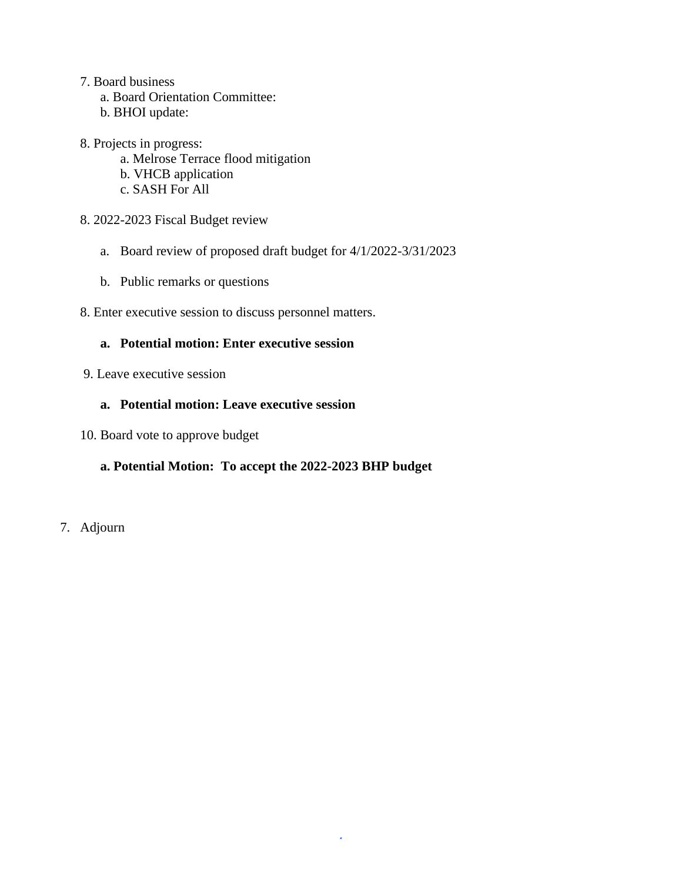7. Board business
    a. Board Orientation Committee:
    b. BHOI update:

8. Projects in progress:
    a. Melrose Terrace flood mitigation
    b. VHCB application
    c. SASH For All

8. 2022-2023 Fiscal Budget review

    a. Board review of proposed draft budget for 4/1/2022-3/31/2023

    b. Public remarks or questions

8. Enter executive session to discuss personnel matters.

    **a. Potential motion: Enter executive session**

9. Leave executive session

    **a. Potential motion: Leave executive session**

10. Board vote to approve budget

    **a. Potential Motion: To accept the 2022-2023 BHP budget**

7. Adjourn